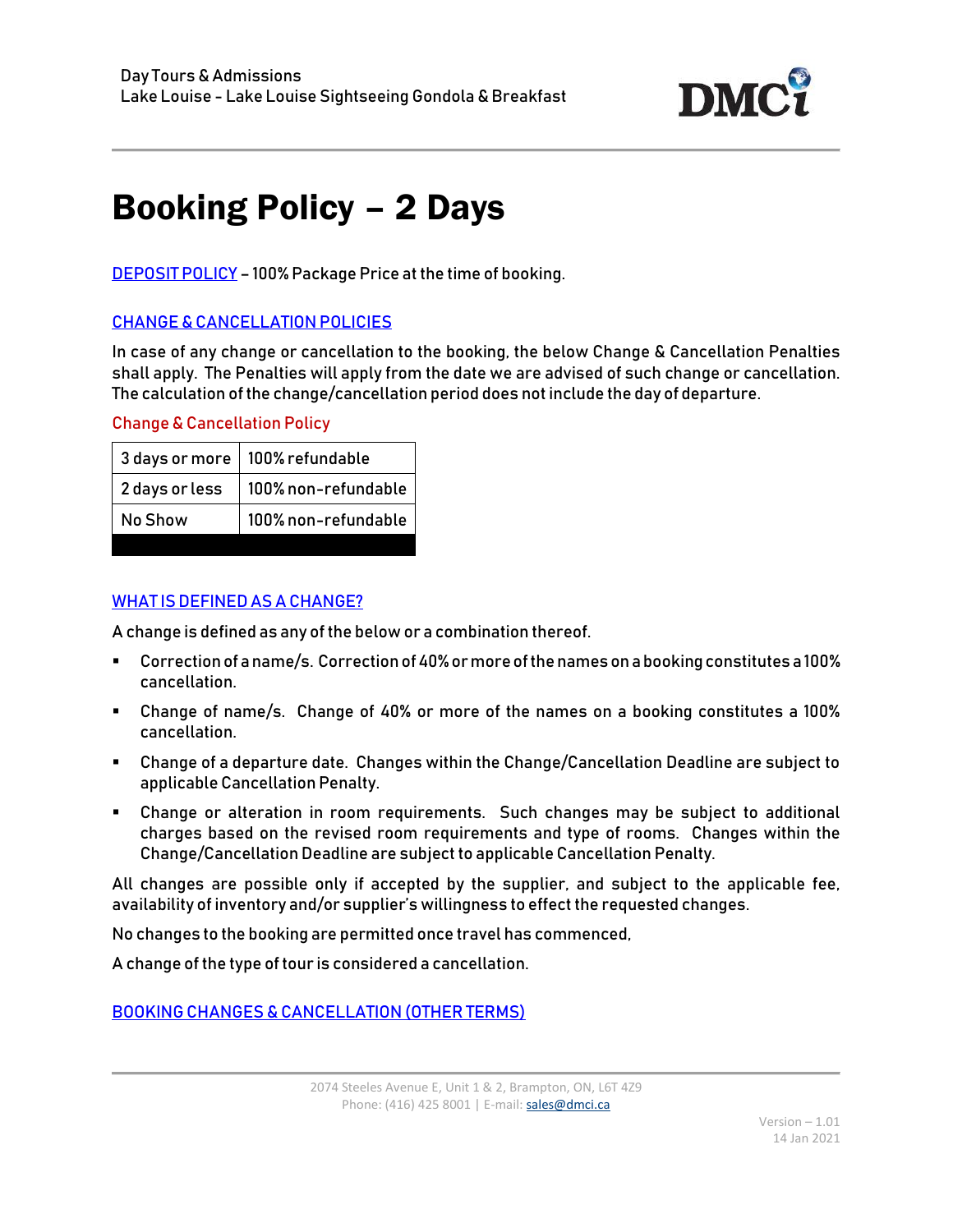Day Tours & Admissions
Lake Louise - Lake Louise Sightseeing Gondola & Breakfast

# Booking Policy – 2 Days

DEPOSIT POLICY – 100% Package Price at the time of booking.

## CHANGE & CANCELLATION POLICIES

In case of any change or cancellation to the booking, the below Change & Cancellation Penalties shall apply. The Penalties will apply from the date we are advised of such change or cancellation. The calculation of the change/cancellation period does not include the day of departure.

### Change & Cancellation Policy

| 3 days or more | 100% refundable |
|---|---|
| 2 days or less | 100% non-refundable |
| No Show | 100% non-refundable |

## WHAT IS DEFINED AS A CHANGE?

A change is defined as any of the below or a combination thereof.

- Correction of a name/s. Correction of 40% or more of the names on a booking constitutes a 100% cancellation.
- Change of name/s. Change of 40% or more of the names on a booking constitutes a 100% cancellation.
- Change of a departure date. Changes within the Change/Cancellation Deadline are subject to applicable Cancellation Penalty.
- Change or alteration in room requirements. Such changes may be subject to additional charges based on the revised room requirements and type of rooms. Changes within the Change/Cancellation Deadline are subject to applicable Cancellation Penalty.

All changes are possible only if accepted by the supplier, and subject to the applicable fee, availability of inventory and/or supplier's willingness to effect the requested changes.

No changes to the booking are permitted once travel has commenced,

A change of the type of tour is considered a cancellation.

## BOOKING CHANGES & CANCELLATION (OTHER TERMS)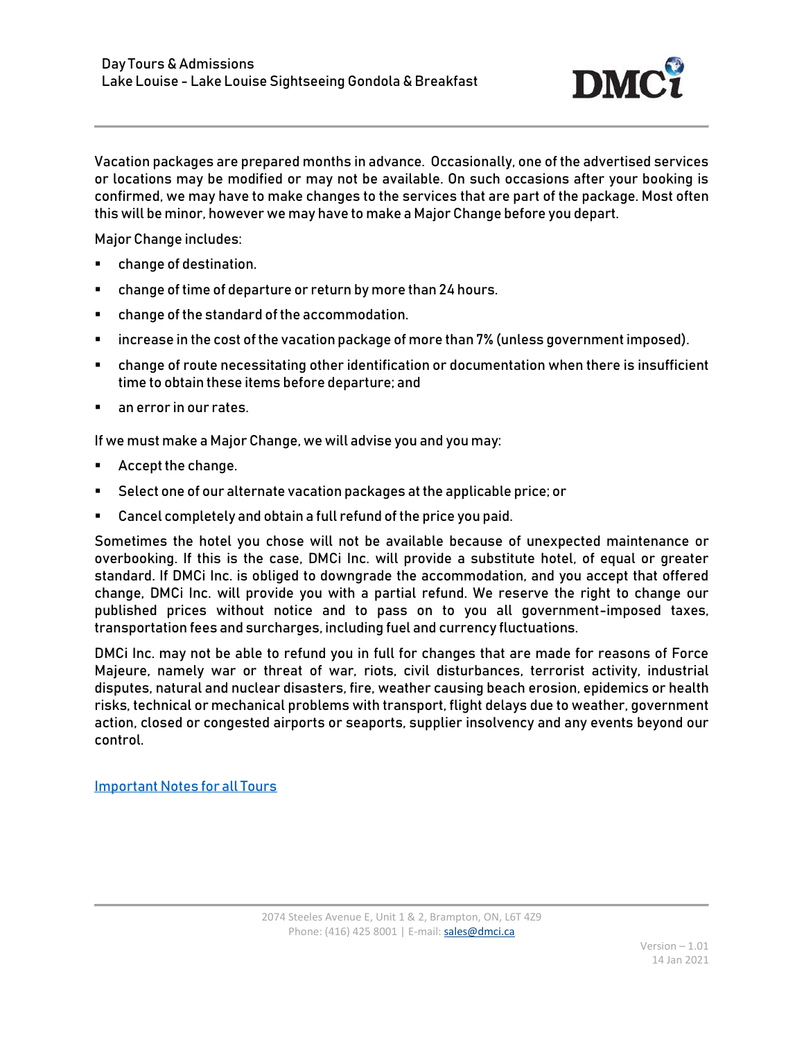Vacation packages are prepared months in advance. Occasionally, one of the advertised services or locations may be modified or may not be available. On such occasions after your booking is confirmed, we may have to make changes to the services that are part of the package. Most often this will be minor, however we may have to make a Major Change before you depart.

Major Change includes:

- change of destination.
- change of time of departure or return by more than 24 hours.
- change of the standard of the accommodation.
- increase in the cost of the vacation package of more than 7% (unless government imposed).
- change of route necessitating other identification or documentation when there is insufficient time to obtain these items before departure; and
- an error in our rates.

If we must make a Major Change, we will advise you and you may:

- Accept the change.
- Select one of our alternate vacation packages at the applicable price; or
- Cancel completely and obtain a full refund of the price you paid.

Sometimes the hotel you chose will not be available because of unexpected maintenance or overbooking. If this is the case, DMCi Inc. will provide a substitute hotel, of equal or greater standard. If DMCi Inc. is obliged to downgrade the accommodation, and you accept that offered change, DMCi Inc. will provide you with a partial refund. We reserve the right to change our published prices without notice and to pass on to you all government-imposed taxes, transportation fees and surcharges, including fuel and currency fluctuations.

DMCi Inc. may not be able to refund you in full for changes that are made for reasons of Force Majeure, namely war or threat of war, riots, civil disturbances, terrorist activity, industrial disputes, natural and nuclear disasters, fire, weather causing beach erosion, epidemics or health risks, technical or mechanical problems with transport, flight delays due to weather, government action, closed or congested airports or seaports, supplier insolvency and any events beyond our control.

[Important Notes for all Tours]